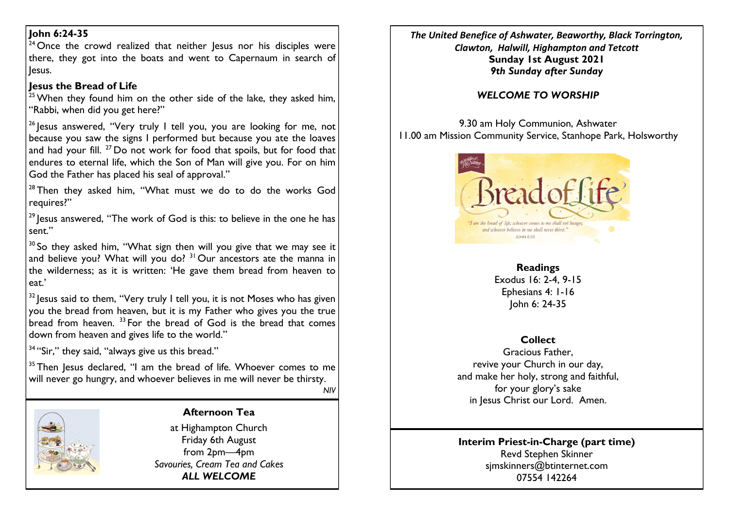**John 6:24-35**

[24] Once the crowd realized that neither Jesus nor his disciples were there, they got into the boats and went to Capernaum in search of Jesus.

**Jesus the Bread of Life**

[25] When they found him on the other side of the lake, they asked him, "Rabbi, when did you get here?"

[26] Jesus answered, "Very truly I tell you, you are looking for me, not because you saw the signs I performed but because you ate the loaves and had your fill. [27] Do not work for food that spoils, but for food that endures to eternal life, which the Son of Man will give you. For on him God the Father has placed his seal of approval."

[28] Then they asked him, "What must we do to do the works God requires?"

[29] Jesus answered, "The work of God is this: to believe in the one he has sent."

[30] So they asked him, "What sign then will you give that we may see it and believe you? What will you do? [31] Our ancestors ate the manna in the wilderness; as it is written: 'He gave them bread from heaven to eat.'

[32] Jesus said to them, "Very truly I tell you, it is not Moses who has given you the bread from heaven, but it is my Father who gives you the true bread from heaven. [33] For the bread of God is the bread that comes down from heaven and gives life to the world."

[34] "Sir," they said, "always give us this bread."

[35] Then Jesus declared, "I am the bread of life. Whoever comes to me will never go hungry, and whoever believes in me will never be thirsty.

*NIV*

**Afternoon Tea**

at Highampton Church
Friday 6th August
from 2pm—4pm
*Savouries, Cream Tea and Cakes*
***ALL WELCOME***

***The United Benefice of Ashwater, Beaworthy, Black Torrington, Clawton, Halwill, Highampton and Tetcott***

**Sunday 1st August 2021**

***9th Sunday after Sunday***

***WELCOME TO WORSHIP***

9.30 am Holy Communion, Ashwater
11.00 am Mission Community Service, Stanhope Park, Holsworthy

Bread of Life
"I am the bread of life; whoever comes to me shall not hunger, and whoever believes in me shall never thirst." JOHN 6:35

**Readings**

Exodus 16: 2-4, 9-15
Ephesians 4: 1-16
John 6: 24-35

**Collect**

Gracious Father,
revive your Church in our day,
and make her holy, strong and faithful,
for your glory's sake
in Jesus Christ our Lord. Amen.

**Interim Priest-in-Charge (part time)**

Revd Stephen Skinner
sjmskinners@btinternet.com
07554 142264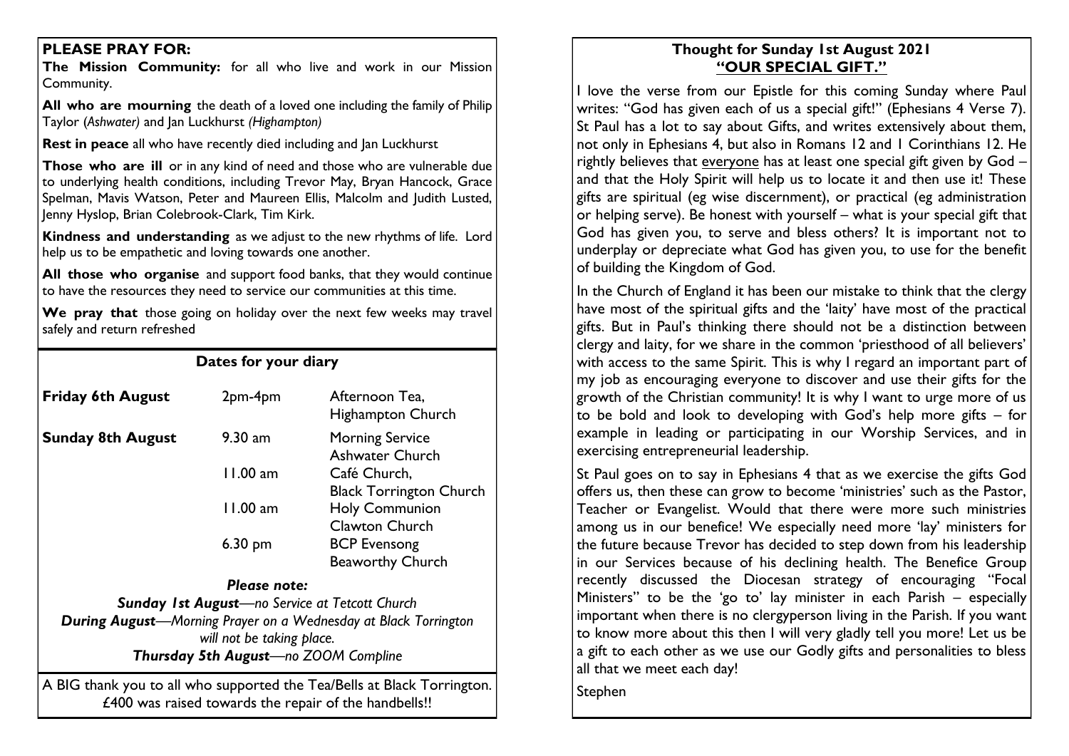**PLEASE PRAY FOR:**

**The Mission Community:** for all who live and work in our Mission Community.

**All who are mourning** the death of a loved one including the family of Philip Taylor (*Ashwater)* and Jan Luckhurst *(Highampton)*

**Rest in peace** all who have recently died including and Jan Luckhurst

**Those who are ill** or in any kind of need and those who are vulnerable due to underlying health conditions, including Trevor May, Bryan Hancock, Grace Spelman, Mavis Watson, Peter and Maureen Ellis, Malcolm and Judith Lusted, Jenny Hyslop, Brian Colebrook-Clark, Tim Kirk.

**Kindness and understanding** as we adjust to the new rhythms of life. Lord help us to be empathetic and loving towards one another.

**All those who organise** and support food banks, that they would continue to have the resources they need to service our communities at this time.

**We pray that** those going on holiday over the next few weeks may travel safely and return refreshed

## Dates for your diary

| | | |
|---|---|---|
| **Friday 6th August** | 2pm-4pm | Afternoon Tea, Highampton Church |
| **Sunday 8th August** | 9.30 am | Morning Service Ashwater Church |
| | 11.00 am | Café Church, Black Torrington Church |
| | 11.00 am | Holy Communion Clawton Church |
| | 6.30 pm | BCP Evensong Beaworthy Church |

***Please note:***

***Sunday 1st August****—no Service at Tetcott Church*

***During August****—Morning Prayer on a Wednesday at Black Torrington will not be taking place.*

***Thursday 5th August****—no ZOOM Compline*

A BIG thank you to all who supported the Tea/Bells at Black Torrington. £400 was raised towards the repair of the handbells!!

## Thought for Sunday 1st August 2021

## "OUR SPECIAL GIFT."

I love the verse from our Epistle for this coming Sunday where Paul writes: "God has given each of us a special gift!" (Ephesians 4 Verse 7). St Paul has a lot to say about Gifts, and writes extensively about them, not only in Ephesians 4, but also in Romans 12 and 1 Corinthians 12. He rightly believes that everyone has at least one special gift given by God – and that the Holy Spirit will help us to locate it and then use it! These gifts are spiritual (eg wise discernment), or practical (eg administration or helping serve). Be honest with yourself – what is your special gift that God has given you, to serve and bless others? It is important not to underplay or depreciate what God has given you, to use for the benefit of building the Kingdom of God.

In the Church of England it has been our mistake to think that the clergy have most of the spiritual gifts and the 'laity' have most of the practical gifts. But in Paul's thinking there should not be a distinction between clergy and laity, for we share in the common 'priesthood of all believers' with access to the same Spirit. This is why I regard an important part of my job as encouraging everyone to discover and use their gifts for the growth of the Christian community! It is why I want to urge more of us to be bold and look to developing with God's help more gifts – for example in leading or participating in our Worship Services, and in exercising entrepreneurial leadership.

St Paul goes on to say in Ephesians 4 that as we exercise the gifts God offers us, then these can grow to become 'ministries' such as the Pastor, Teacher or Evangelist. Would that there were more such ministries among us in our benefice! We especially need more 'lay' ministers for the future because Trevor has decided to step down from his leadership in our Services because of his declining health. The Benefice Group recently discussed the Diocesan strategy of encouraging "Focal Ministers" to be the 'go to' lay minister in each Parish – especially important when there is no clergyperson living in the Parish. If you want to know more about this then I will very gladly tell you more! Let us be a gift to each other as we use our Godly gifts and personalities to bless all that we meet each day!

Stephen